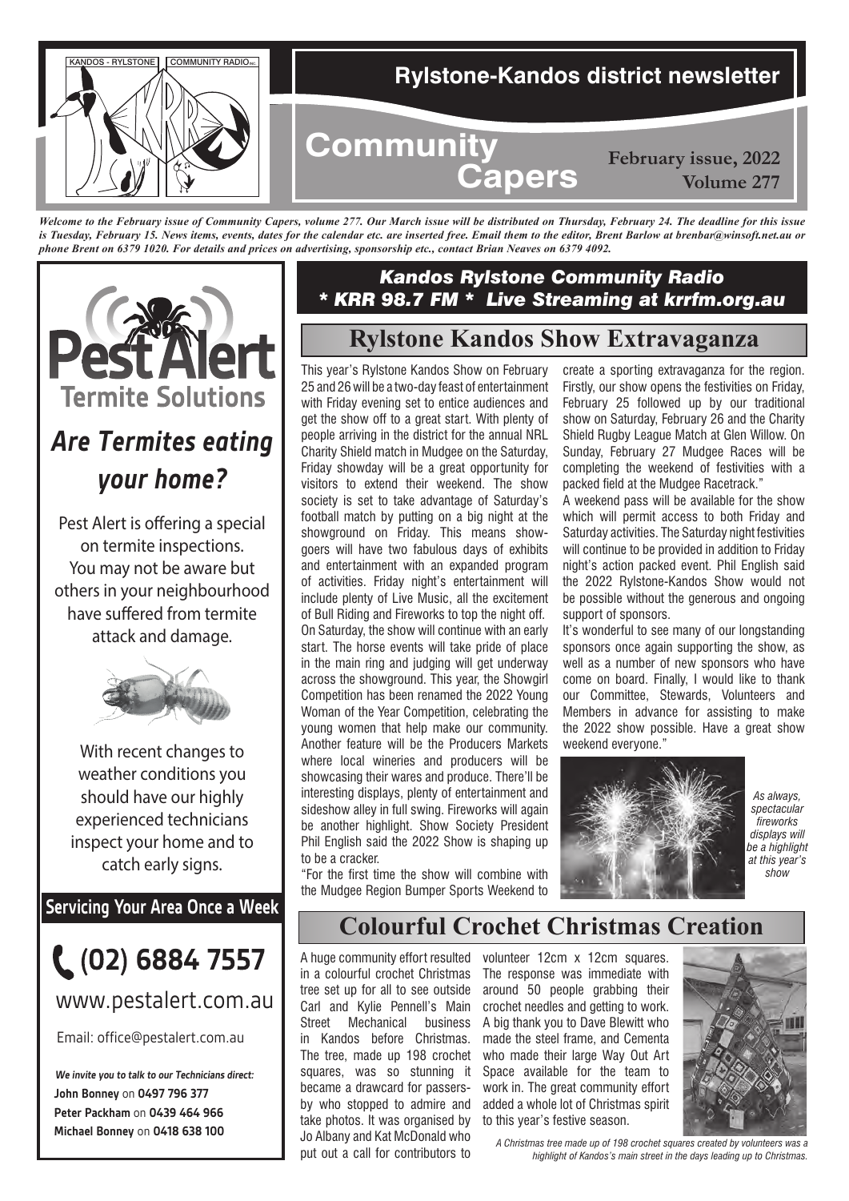KANDOS - RYLSTONE COMMUNITY RADIO INC.

# Rylstone-Kandos district newsletter

# Community Capers

**February issue, 2022**
**Volume 277**

***Welcome to the February issue of Community Capers, volume 277. Our March issue will be distributed on Thursday, February 24. The deadline for this issue is Tuesday, February 15. News items, events, dates for the calendar etc. are inserted free. Email them to the editor, Brent Barlow at brenbar@winsoft.net.au or phone Brent on 6379 1020. For details and prices on advertising, sponsorship etc., contact Brian Neaves on 6379 4092.***

---

**Pest Alert**
**Termite Solutions**

## *Are Termites eating your home?*

Pest Alert is offering a special on termite inspections. You may not be aware but others in your neighbourhood have suffered from termite attack and damage.

With recent changes to weather conditions you should have our highly experienced technicians inspect your home and to catch early signs.

**Servicing Your Area Once a Week**

**(02) 6884 7557**

www.pestalert.com.au

Email: office@pestalert.com.au

*We invite you to talk to our Technicians direct:*
**John Bonney** on **0497 796 377**
**Peter Packham** on **0439 464 966**
**Michael Bonney** on **0418 638 100**

---

***Kandos Rylstone Community Radio***
***\* KRR 98.7 FM \* Live Streaming at krrfm.org.au***

## Rylstone Kandos Show Extravaganza

This year's Rylstone Kandos Show on February 25 and 26 will be a two-day feast of entertainment with Friday evening set to entice audiences and get the show off to a great start. With plenty of people arriving in the district for the annual NRL Charity Shield match in Mudgee on the Saturday, Friday showday will be a great opportunity for visitors to extend their weekend. The show society is set to take advantage of Saturday's football match by putting on a big night at the showground on Friday. This means show-goers will have two fabulous days of exhibits and entertainment with an expanded program of activities. Friday night's entertainment will include plenty of Live Music, all the excitement of Bull Riding and Fireworks to top the night off.

On Saturday, the show will continue with an early start. The horse events will take pride of place in the main ring and judging will get underway across the showground. This year, the Showgirl Competition has been renamed the 2022 Young Woman of the Year Competition, celebrating the young women that help make our community. Another feature will be the Producers Markets where local wineries and producers will be showcasing their wares and produce. There'll be interesting displays, plenty of entertainment and sideshow alley in full swing. Fireworks will again be another highlight. Show Society President Phil English said the 2022 Show is shaping up to be a cracker.

"For the first time the show will combine with the Mudgee Region Bumper Sports Weekend to create a sporting extravaganza for the region. Firstly, our show opens the festivities on Friday, February 25 followed up by our traditional show on Saturday, February 26 and the Charity Shield Rugby League Match at Glen Willow. On Sunday, February 27 Mudgee Races will be completing the weekend of festivities with a packed field at the Mudgee Racetrack."

A weekend pass will be available for the show which will permit access to both Friday and Saturday activities. The Saturday night festivities will continue to be provided in addition to Friday night's action packed event. Phil English said the 2022 Rylstone-Kandos Show would not be possible without the generous and ongoing support of sponsors.

It's wonderful to see many of our longstanding sponsors once again supporting the show, as well as a number of new sponsors who have come on board. Finally, I would like to thank our Committee, Stewards, Volunteers and Members in advance for assisting to make the 2022 show possible. Have a great show weekend everyone."

*As always, spectacular fireworks displays will be a highlight at this year's show*

## Colourful Crochet Christmas Creation

A huge community effort resulted in a colourful crochet Christmas tree set up for all to see outside Carl and Kylie Pennell's Main Street Mechanical business in Kandos before Christmas. The tree, made up 198 crochet squares, was so stunning it became a drawcard for passers-by who stopped to admire and take photos. It was organised by Jo Albany and Kat McDonald who put out a call for contributors to volunteer 12cm x 12cm squares. The response was immediate with around 50 people grabbing their crochet needles and getting to work. A big thank you to Dave Blewitt who made the steel frame, and Cementa who made their large Way Out Art Space available for the team to work in. The great community effort added a whole lot of Christmas spirit to this year's festive season.

*A Christmas tree made up of 198 crochet squares created by volunteers was a highlight of Kandos's main street in the days leading up to Christmas.*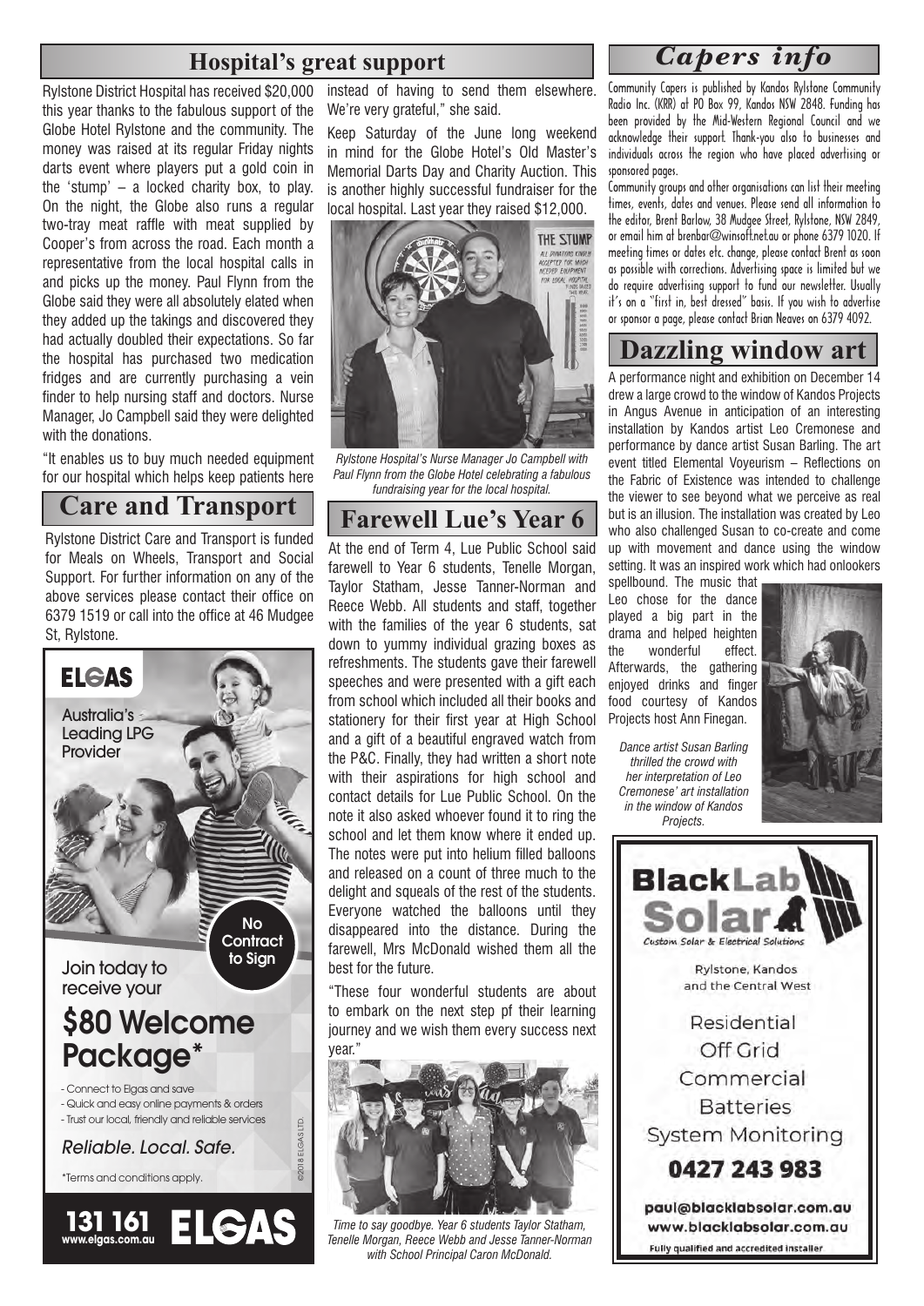## Hospital's great support

Rylstone District Hospital has received $20,000 this year thanks to the fabulous support of the Globe Hotel Rylstone and the community. The money was raised at its regular Friday nights darts event where players put a gold coin in the 'stump' – a locked charity box, to play. On the night, the Globe also runs a regular two-tray meat raffle with meat supplied by Cooper's from across the road. Each month a representative from the local hospital calls in and picks up the money. Paul Flynn from the Globe said they were all absolutely elated when they added up the takings and discovered they had actually doubled their expectations. So far the hospital has purchased two medication fridges and are currently purchasing a vein finder to help nursing staff and doctors. Nurse Manager, Jo Campbell said they were delighted with the donations.

"It enables us to buy much needed equipment for our hospital which helps keep patients here instead of having to send them elsewhere. We're very grateful," she said.

Keep Saturday of the June long weekend in mind for the Globe Hotel's Old Master's Memorial Darts Day and Charity Auction. This is another highly successful fundraiser for the local hospital. Last year they raised $12,000.

*Rylstone Hospital's Nurse Manager Jo Campbell with Paul Flynn from the Globe Hotel celebrating a fabulous fundraising year for the local hospital.*

## Care and Transport

Rylstone District Care and Transport is funded for Meals on Wheels, Transport and Social Support. For further information on any of the above services please contact their office on 6379 1519 or call into the office at 46 Mudgee St, Rylstone.

**ELGAS**

Australia's Leading LPG Provider

No Contract to Sign

Join today to receive your

**$80 Welcome Package***

- Connect to Elgas and save
- Quick and easy online payments & orders
- Trust our local, friendly and reliable services

*Reliable. Local. Safe.*

*Terms and conditions apply.

©2018 ELGAS LTD.

**131 161** www.elgas.com.au **ELGAS**

## Farewell Lue's Year 6

At the end of Term 4, Lue Public School said farewell to Year 6 students, Tenelle Morgan, Taylor Statham, Jesse Tanner-Norman and Reece Webb. All students and staff, together with the families of the year 6 students, sat down to yummy individual grazing boxes as refreshments. The students gave their farewell speeches and were presented with a gift each from school which included all their books and stationery for their first year at High School and a gift of a beautiful engraved watch from the P&C. Finally, they had written a short note with their aspirations for high school and contact details for Lue Public School. On the note it also asked whoever found it to ring the school and let them know where it ended up. The notes were put into helium filled balloons and released on a count of three much to the delight and squeals of the rest of the students. Everyone watched the balloons until they disappeared into the distance. During the farewell, Mrs McDonald wished them all the best for the future.

"These four wonderful students are about to embark on the next step pf their learning journey and we wish them every success next year."

*Time to say goodbye. Year 6 students Taylor Statham, Tenelle Morgan, Reece Webb and Jesse Tanner-Norman with School Principal Caron McDonald.*

## *Capers info*

Community Capers is published by Kandos Rylstone Community Radio Inc. (KRR) at PO Box 99, Kandos NSW 2848. Funding has been provided by the Mid-Western Regional Council and we acknowledge their support. Thank-you also to businesses and individuals across the region who have placed advertising or sponsored pages.

Community groups and other organisations can list their meeting times, events, dates and venues. Please send all information to the editor, Brent Barlow, 38 Mudgee Street, Rylstone, NSW 2849, or email him at brenbar@winsoft.net.au or phone 6379 1020. If meeting times or dates etc. change, please contact Brent as soon as possible with corrections. Advertising space is limited but we do require advertising support to fund our newsletter. Usually it's on a "first in, best dressed" basis. If you wish to advertise or sponsor a page, please contact Brian Neaves on 6379 4092.

## Dazzling window art

A performance night and exhibition on December 14 drew a large crowd to the window of Kandos Projects in Angus Avenue in anticipation of an interesting installation by Kandos artist Leo Cremonese and performance by dance artist Susan Barling. The art event titled Elemental Voyeurism – Reflections on the Fabric of Existence was intended to challenge the viewer to see beyond what we perceive as real but is an illusion. The installation was created by Leo who also challenged Susan to co-create and come up with movement and dance using the window setting. It was an inspired work which had onlookers spellbound. The music that Leo chose for the dance played a big part in the drama and helped heighten the wonderful effect. Afterwards, the gathering enjoyed drinks and finger food courtesy of Kandos Projects host Ann Finegan.

*Dance artist Susan Barling thrilled the crowd with her interpretation of Leo Cremonese' art installation in the window of Kandos Projects.*

**BlackLab Solar**

Custom Solar & Electrical Solutions

Rylstone, Kandos and the Central West

Residential
Off Grid
Commercial
Batteries
System Monitoring

**0427 243 983**

**paul@blacklabsolar.com.au**
**www.blacklabsolar.com.au**

Fully qualified and accredited installer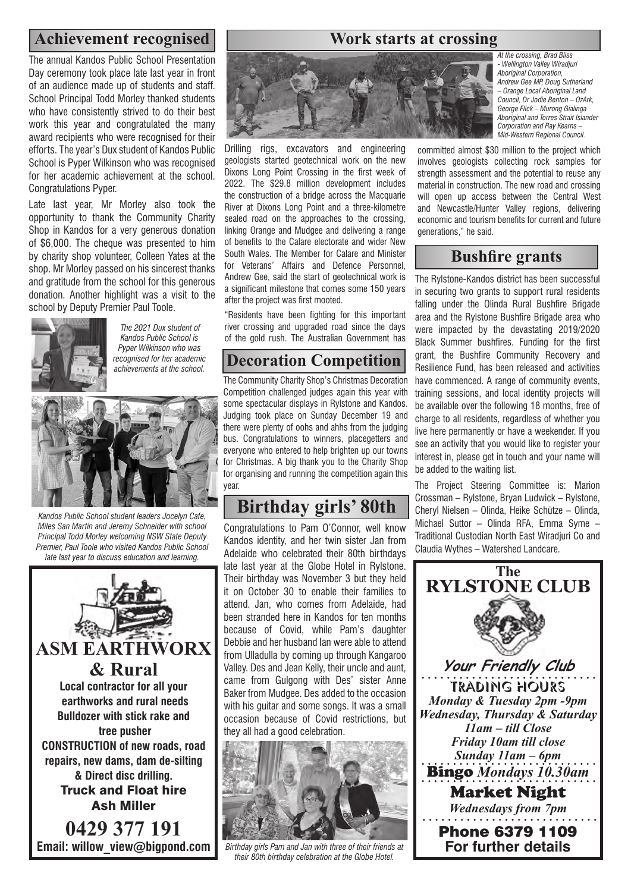## Achievement recognised

The annual Kandos Public School Presentation Day ceremony took place late last year in front of an audience made up of students and staff. School Principal Todd Morley thanked students who have consistently strived to do their best work this year and congratulated the many award recipients who were recognised for their efforts. The year's Dux student of Kandos Public School is Pyper Wilkinson who was recognised for her academic achievement at the school. Congratulations Pyper.

Late last year, Mr Morley also took the opportunity to thank the Community Charity Shop in Kandos for a very generous donation of $6,000. The cheque was presented to him by charity shop volunteer, Colleen Yates at the shop. Mr Morley passed on his sincerest thanks and gratitude from the school for this generous donation. Another highlight was a visit to the school by Deputy Premier Paul Toole.

*The 2021 Dux student of Kandos Public School is Pyper Wilkinson who was recognised for her academic achievements at the school.*

*Kandos Public School student leaders Jocelyn Cafe, Miles San Martin and Jeremy Schneider with school Principal Todd Morley welcoming NSW State Deputy Premier, Paul Toole who visited Kandos Public School late last year to discuss education and learning.*

**ASM EARTHWORX & Rural**

**Local contractor for all your earthworks and rural needs**
**Bulldozer with stick rake and tree pusher**
**CONSTRUCTION of new roads, road repairs, new dams, dam de-silting & Direct disc drilling.**
**Truck and Float hire**
**Ash Miller**
**0429 377 191**
**Email: willow_view@bigpond.com**

## Work starts at crossing

*At the crossing, Brad Bliss - Wellington Valley Wiradjuri Aboriginal Corporation, Andrew Gee MP, Doug Sutherland – Orange Local Aboriginal Land Council, Dr Jodie Benton – OzArk, George Flick – Murong Gialinga Aboriginal and Torres Strait Islander Corporation and Ray Kearns – Mid-Western Regional Council.*

Drilling rigs, excavators and engineering geologists started geotechnical work on the new Dixons Long Point Crossing in the first week of 2022. The $29.8 million development includes the construction of a bridge across the Macquarie River at Dixons Long Point and a three-kilometre sealed road on the approaches to the crossing, linking Orange and Mudgee and delivering a range of benefits to the Calare electorate and wider New South Wales. The Member for Calare and Minister for Veterans' Affairs and Defence Personnel, Andrew Gee, said the start of geotechnical work is a significant milestone that comes some 150 years after the project was first mooted.

"Residents have been fighting for this important river crossing and upgraded road since the days of the gold rush. The Australian Government has committed almost $30 million to the project which involves geologists collecting rock samples for strength assessment and the potential to reuse any material in construction. The new road and crossing will open up access between the Central West and Newcastle/Hunter Valley regions, delivering economic and tourism benefits for current and future generations," he said.

## Decoration Competition

The Community Charity Shop's Christmas Decoration Competition challenged judges again this year with some spectacular displays in Rylstone and Kandos. Judging took place on Sunday December 19 and there were plenty of oohs and ahhs from the judging bus. Congratulations to winners, placegetters and everyone who entered to help brighten up our towns for Christmas. A big thank you to the Charity Shop for organising and running the competition again this year.

## Birthday girls' 80th

Congratulations to Pam O'Connor, well know Kandos identity, and her twin sister Jan from Adelaide who celebrated their 80th birthdays late last year at the Globe Hotel in Rylstone. Their birthday was November 3 but they held it on October 30 to enable their families to attend. Jan, who comes from Adelaide, had been stranded here in Kandos for ten months because of Covid, while Pam's daughter Debbie and her husband Ian were able to attend from Ulladulla by coming up through Kangaroo Valley. Des and Jean Kelly, their uncle and aunt, came from Gulgong with Des' sister Anne Baker from Mudgee. Des added to the occasion with his guitar and some songs. It was a small occasion because of Covid restrictions, but they all had a good celebration.

*Birthday girls Pam and Jan with three of their friends at their 80th birthday celebration at the Globe Hotel.*

## Bushfire grants

The Rylstone-Kandos district has been successful in securing two grants to support rural residents falling under the Olinda Rural Bushfire Brigade area and the Rylstone Bushfire Brigade area who were impacted by the devastating 2019/2020 Black Summer bushfires. Funding for the first grant, the Bushfire Community Recovery and Resilience Fund, has been released and activities have commenced. A range of community events, training sessions, and local identity projects will be available over the following 18 months, free of charge to all residents, regardless of whether you live here permanently or have a weekender. If you see an activity that you would like to register your interest in, please get in touch and your name will be added to the waiting list.

The Project Steering Committee is: Marion Crossman – Rylstone, Bryan Ludwick – Rylstone, Cheryl Nielsen – Olinda, Heike Schütze – Olinda, Michael Suttor – Olinda RFA, Emma Syme – Traditional Custodian North East Wiradjuri Co and Claudia Wythes – Watershed Landcare.

**The RYLSTONE CLUB**

*Your Friendly Club*

**TRADING HOURS**
*Monday & Tuesday 2pm -9pm*
*Wednesday, Thursday & Saturday 11am – till Close*
*Friday 10am till close*
*Sunday 11am – 6pm*

**Bingo** *Mondays 10.30am*

**Market Night**
*Wednesdays from 7pm*

**Phone 6379 1109**
**For further details**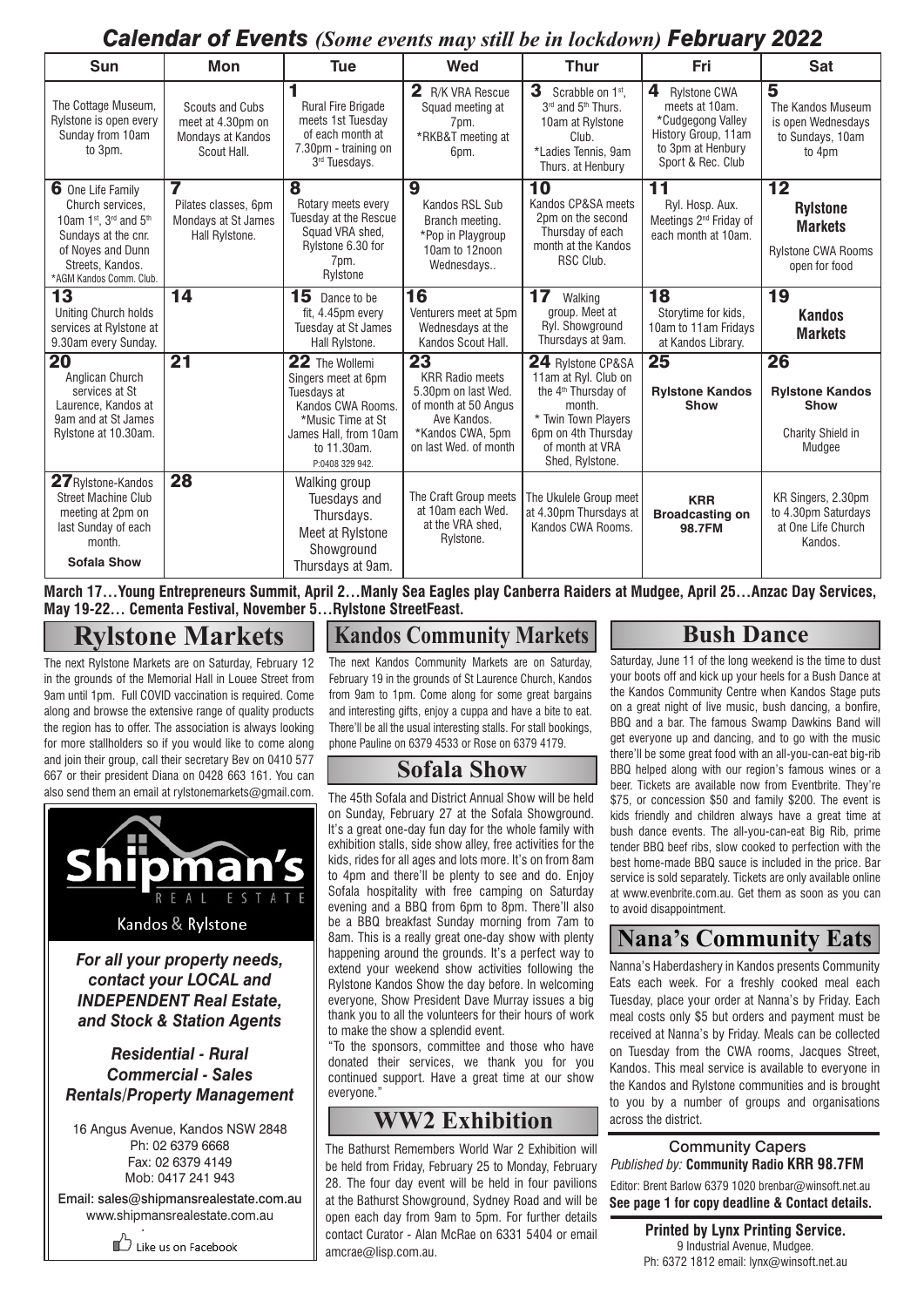# *Calendar of Events (Some events may still be in lockdown) February 2022*

| Sun | Mon | Tue | Wed | Thur | Fri | Sat |
|---|---|---|---|---|---|---|
| The Cottage Museum, Rylstone is open every Sunday from 10am to 3pm. | Scouts and Cubs meet at 4.30pm on Mondays at Kandos Scout Hall. | **1** Rural Fire Brigade meets 1st Tuesday of each month at 7.30pm - training on 3rd Tuesdays. | **2** R/K VRA Rescue Squad meeting at 7pm. *RKB&T meeting at 6pm. | **3** Scrabble on 1st, 3rd and 5th Thurs. 10am at Rylstone Club. *Ladies Tennis, 9am Thurs. at Henbury | **4** Rylstone CWA meets at 10am. *Cudgegong Valley History Group, 11am to 3pm at Henbury Sport & Rec. Club | **5** The Kandos Museum is open Wednesdays to Sundays, 10am to 4pm |
| **6** One Life Family Church services, 10am 1st, 3rd and 5th Sundays at the cnr. of Noyes and Dunn Streets, Kandos. *AGM Kandos Comm. Club. | **7** Pilates classes, 6pm Mondays at St James Hall Rylstone. | **8** Rotary meets every Tuesday at the Rescue Squad VRA shed, Rylstone 6.30 for 7pm. Rylstone | **9** Kandos RSL Sub Branch meeting. *Pop in Playgroup 10am to 12noon Wednesdays.. | **10** Kandos CP&SA meets 2pm on the second Thursday of each month at the Kandos RSC Club. | **11** Ryl. Hosp. Aux. Meetings 2nd Friday of each month at 10am. | **12** **Rylstone Markets** Rylstone CWA Rooms open for food |
| **13** Uniting Church holds services at Rylstone at 9.30am every Sunday. | **14** | **15** Dance to be fit, 4.45pm every Tuesday at St James Hall Rylstone. | **16** Venturers meet at 5pm Wednesdays at the Kandos Scout Hall. | **17** Walking group. Meet at Ryl. Showground Thursdays at 9am. | **18** Storytime for kids, 10am to 11am Fridays at Kandos Library. | **19** **Kandos Markets** |
| **20** Anglican Church services at St Laurence, Kandos at 9am and at St James Rylstone at 10.30am. | **21** | **22** The Wollemi Singers meet at 6pm Tuesdays at Kandos CWA Rooms. *Music Time at St James Hall, from 10am to 11.30am. P:0408 329 942. | **23** KRR Radio meets 5.30pm on last Wed. of month at 50 Angus Ave Kandos. *Kandos CWA, 5pm on last Wed. of month | **24** Rylstone CP&SA 11am at Ryl. Club on the 4th Thursday of month. * Twin Town Players 6pm on 4th Thursday of month at VRA Shed, Rylstone. | **25** **Rylstone Kandos Show** | **26** **Rylstone Kandos Show** Charity Shield in Mudgee |
| **27** Rylstone-Kandos Street Machine Club meeting at 2pm on last Sunday of each month. **Sofala Show** | **28** | Walking group Tuesdays and Thursdays. Meet at Rylstone Showground Thursdays at 9am. | The Craft Group meets at 10am each Wed. at the VRA shed, Rylstone. | The Ukulele Group meet at 4.30pm Thursdays at Kandos CWA Rooms. | **KRR Broadcasting on 98.7FM** | KR Singers, 2.30pm to 4.30pm Saturdays at One Life Church Kandos. |

**March 17…Young Entrepreneurs Summit, April 2…Manly Sea Eagles play Canberra Raiders at Mudgee, April 25…Anzac Day Services, May 19-22… Cementa Festival, November 5…Rylstone StreetFeast.**

## Rylstone Markets

The next Rylstone Markets are on Saturday, February 12 in the grounds of the Memorial Hall in Louee Street from 9am until 1pm. Full COVID vaccination is required. Come along and browse the extensive range of quality products the region has to offer. The association is always looking for more stallholders so if you would like to come along and join their group, call their secretary Bev on 0410 577 667 or their president Diana on 0428 663 161. You can also send them an email at rylstonemarkets@gmail.com.

**Shipman's**
REAL ESTATE
Kandos & Rylstone

***For all your property needs, contact your LOCAL and INDEPENDENT Real Estate, and Stock & Station Agents***

***Residential - Rural***
***Commercial - Sales***
***Rentals/Property Management***

16 Angus Avenue, Kandos NSW 2848
Ph: 02 6379 6668
Fax: 02 6379 4149
Mob: 0417 241 943

Email: sales@shipmansrealestate.com.au
www.shipmansrealestate.com.au

Like us on Facebook

## Kandos Community Markets

The next Kandos Community Markets are on Saturday, February 19 in the grounds of St Laurence Church, Kandos from 9am to 1pm. Come along for some great bargains and interesting gifts, enjoy a cuppa and have a bite to eat. There'll be all the usual interesting stalls. For stall bookings, phone Pauline on 6379 4533 or Rose on 6379 4179.

## Sofala Show

The 45th Sofala and District Annual Show will be held on Sunday, February 27 at the Sofala Showground. It's a great one-day fun day for the whole family with exhibition stalls, side show alley, free activities for the kids, rides for all ages and lots more. It's on from 8am to 4pm and there'll be plenty to see and do. Enjoy Sofala hospitality with free camping on Saturday evening and a BBQ from 6pm to 8pm. There'll also be a BBQ breakfast Sunday morning from 7am to 8am. This is a really great one-day show with plenty happening around the grounds. It's a perfect way to extend your weekend show activities following the Rylstone Kandos Show the day before. In welcoming everyone, Show President Dave Murray issues a big thank you to all the volunteers for their hours of work to make the show a splendid event.

"To the sponsors, committee and those who have donated their services, we thank you for you continued support. Have a great time at our show everyone."

## WW2 Exhibition

The Bathurst Remembers World War 2 Exhibition will be held from Friday, February 25 to Monday, February 28. The four day event will be held in four pavilions at the Bathurst Showground, Sydney Road and will be open each day from 9am to 5pm. For further details contact Curator - Alan McRae on 6331 5404 or email amcrae@lisp.com.au.

## Bush Dance

Saturday, June 11 of the long weekend is the time to dust your boots off and kick up your heels for a Bush Dance at the Kandos Community Centre when Kandos Stage puts on a great night of live music, bush dancing, a bonfire, BBQ and a bar. The famous Swamp Dawkins Band will get everyone up and dancing, and to go with the music there'll be some great food with an all-you-can-eat big-rib BBQ helped along with our region's famous wines or a beer. Tickets are available now from Eventbrite. They're $75, or concession $50 and family $200. The event is kids friendly and children always have a great time at bush dance events. The all-you-can-eat Big Rib, prime tender BBQ beef ribs, slow cooked to perfection with the best home-made BBQ sauce is included in the price. Bar service is sold separately. Tickets are only available online at www.evenbrite.com.au. Get them as soon as you can to avoid disappointment.

## Nana's Community Eats

Nanna's Haberdashery in Kandos presents Community Eats each week. For a freshly cooked meal each Tuesday, place your order at Nanna's by Friday. Each meal costs only $5 but orders and payment must be received at Nanna's by Friday. Meals can be collected on Tuesday from the CWA rooms, Jacques Street, Kandos. This meal service is available to everyone in the Kandos and Rylstone communities and is brought to you by a number of groups and organisations across the district.

Community Capers
*Published by:* **Community Radio KRR 98.7FM**
Editor: Brent Barlow 6379 1020 brenbar@winsoft.net.au
**See page 1 for copy deadline & Contact details.**

**Printed by Lynx Printing Service.**
9 Industrial Avenue, Mudgee.
Ph: 6372 1812 email: lynx@winsoft.net.au